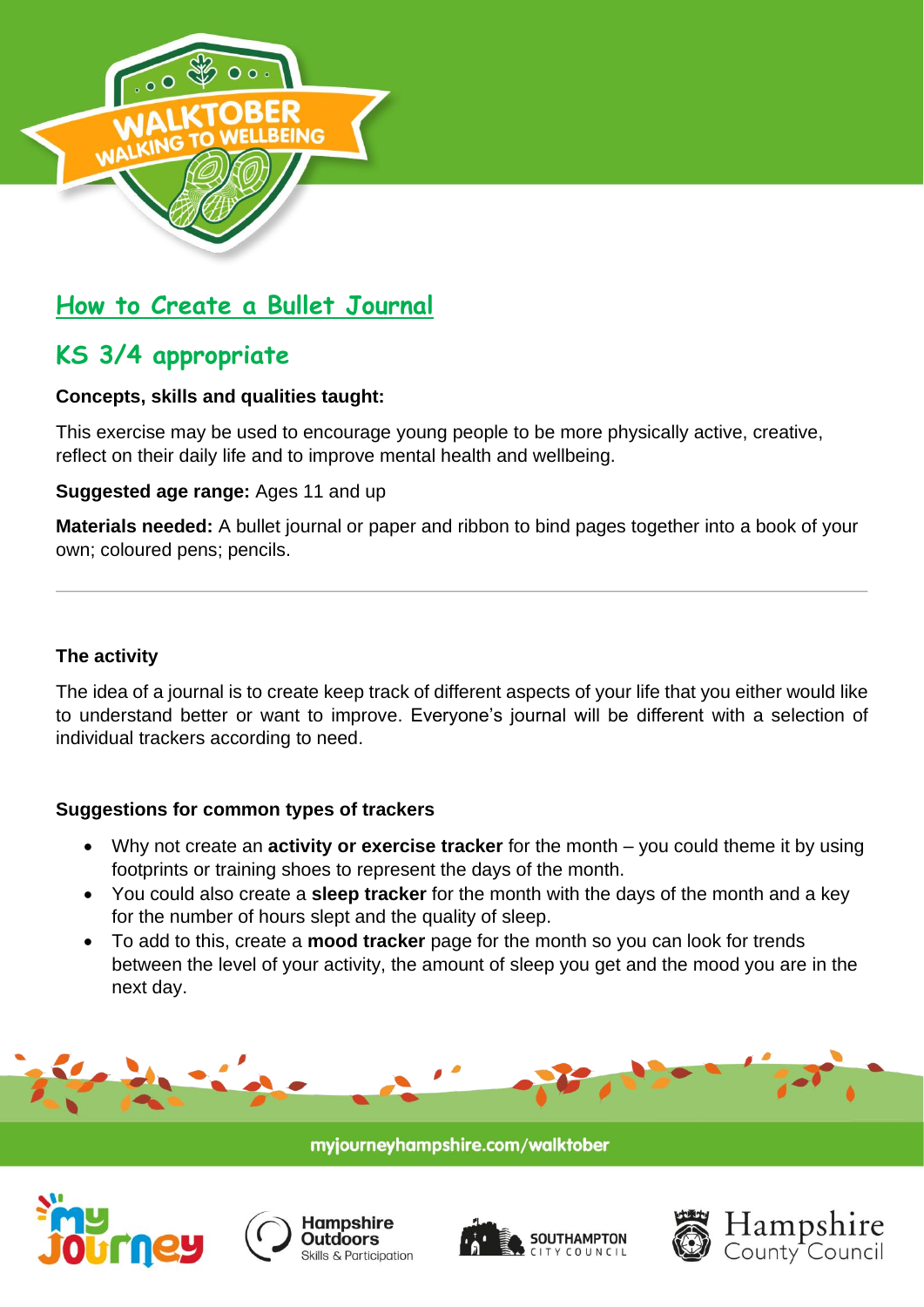# How to Create a Bullet Journal

## KS 3/4 appropriate

**Concepts, skills and qualities taught:**

This exercise may be used to encourage young people to be more physically active, creative, reflect on their daily life and to improve mental health and wellbeing.

**Suggested age range:** Ages 11 and up

**Materials needed:** A bullet journal or paper and ribbon to bind pages together into a book of your own; coloured pens; pencils.

---

**The activity**

The idea of a journal is to create keep track of different aspects of your life that you either would like to understand better or want to improve. Everyone's journal will be different with a selection of individual trackers according to need.

**Suggestions for common types of trackers**

- Why not create an **activity or exercise tracker** for the month – you could theme it by using footprints or training shoes to represent the days of the month.
- You could also create a **sleep tracker** for the month with the days of the month and a key for the number of hours slept and the quality of sleep.
- To add to this, create a **mood tracker** page for the month so you can look for trends between the level of your activity, the amount of sleep you get and the mood you are in the next day.

myjourneyhampshire.com/walktober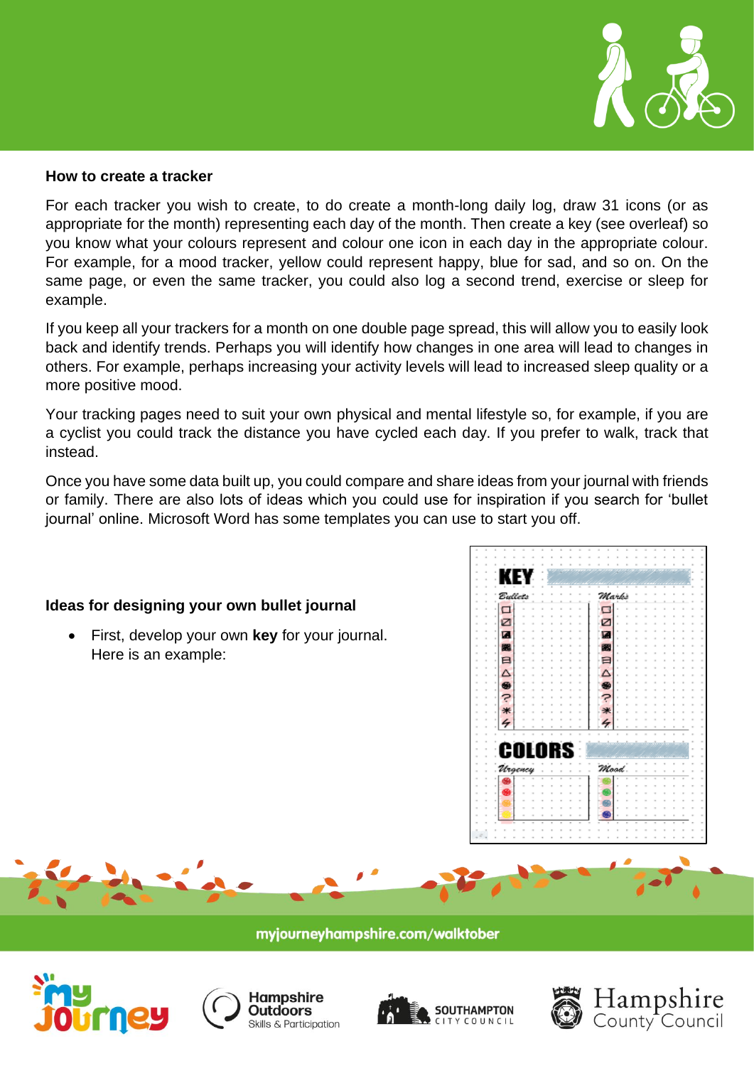### How to create a tracker

For each tracker you wish to create, to do create a month-long daily log, draw 31 icons (or as appropriate for the month) representing each day of the month. Then create a key (see overleaf) so you know what your colours represent and colour one icon in each day in the appropriate colour. For example, for a mood tracker, yellow could represent happy, blue for sad, and so on. On the same page, or even the same tracker, you could also log a second trend, exercise or sleep for example.

If you keep all your trackers for a month on one double page spread, this will allow you to easily look back and identify trends. Perhaps you will identify how changes in one area will lead to changes in others. For example, perhaps increasing your activity levels will lead to increased sleep quality or a more positive mood.

Your tracking pages need to suit your own physical and mental lifestyle so, for example, if you are a cyclist you could track the distance you have cycled each day. If you prefer to walk, track that instead.

Once you have some data built up, you could compare and share ideas from your journal with friends or family. There are also lots of ideas which you could use for inspiration if you search for 'bullet journal' online. Microsoft Word has some templates you can use to start you off.

### Ideas for designing your own bullet journal

- First, develop your own **key** for your journal. Here is an example:

myjourneyhampshire.com/walktober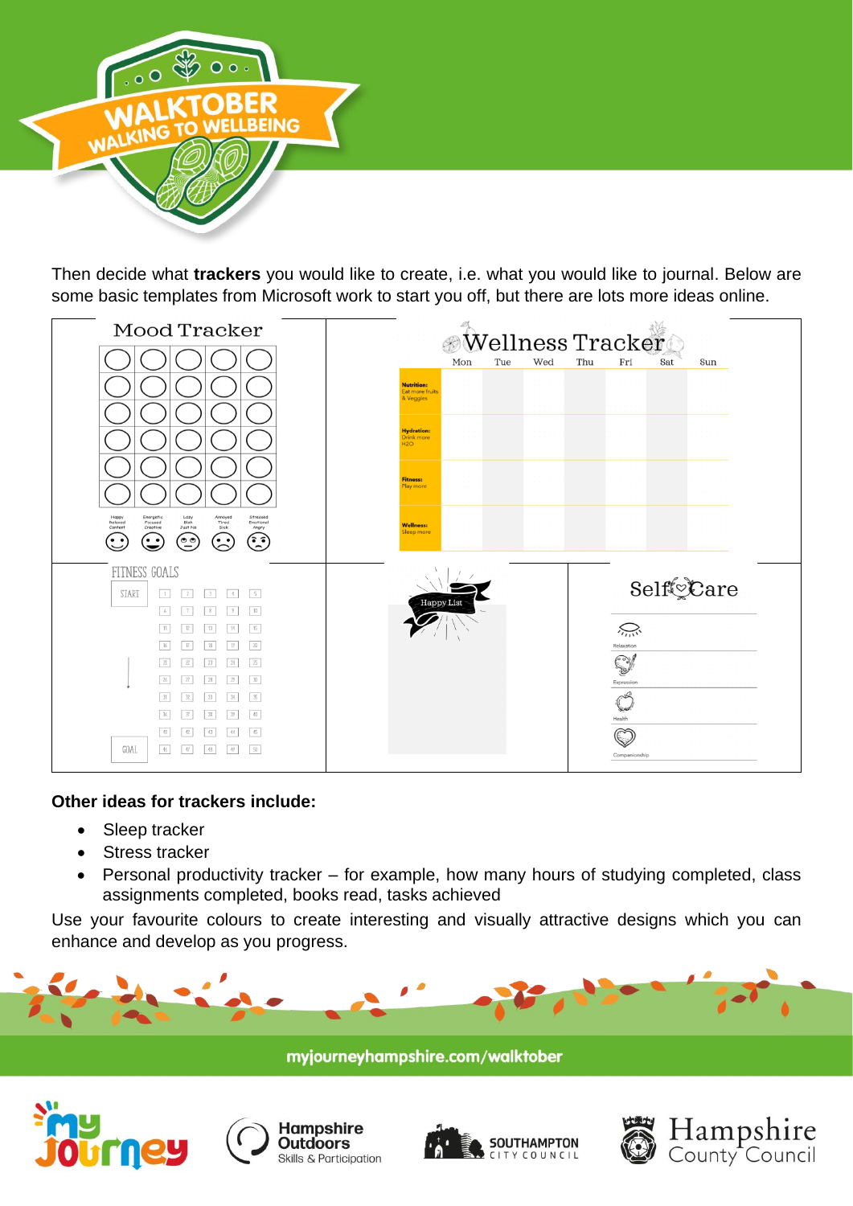Then decide what **trackers** you would like to create, i.e. what you would like to journal. Below are some basic templates from Microsoft work to start you off, but there are lots more ideas online.

**Other ideas for trackers include:**

- Sleep tracker
- Stress tracker
- Personal productivity tracker – for example, how many hours of studying completed, class assignments completed, books read, tasks achieved

Use your favourite colours to create interesting and visually attractive designs which you can enhance and develop as you progress.

myjourneyhampshire.com/walktober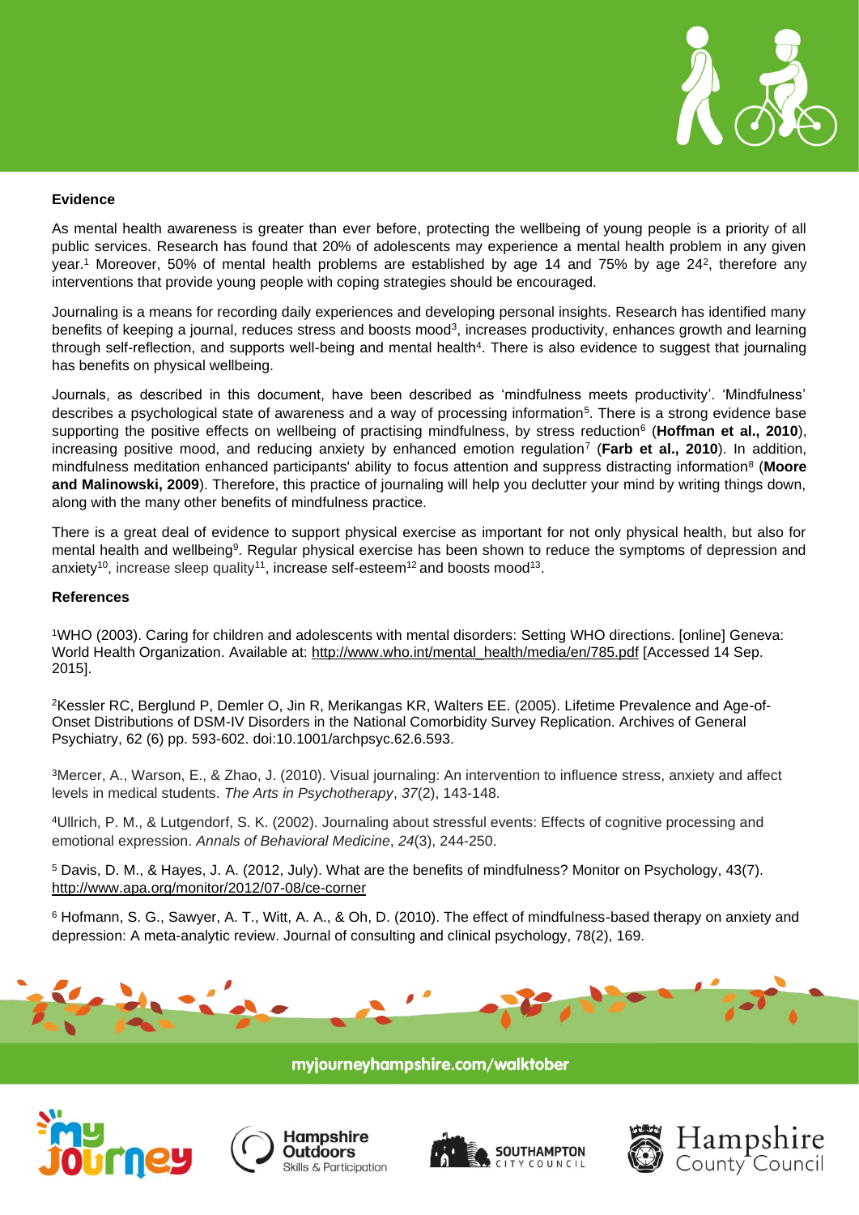**Evidence**

As mental health awareness is greater than ever before, protecting the wellbeing of young people is a priority of all public services. Research has found that 20% of adolescents may experience a mental health problem in any given year.[1] Moreover, 50% of mental health problems are established by age 14 and 75% by age 24[2], therefore any interventions that provide young people with coping strategies should be encouraged.

Journaling is a means for recording daily experiences and developing personal insights. Research has identified many benefits of keeping a journal, reduces stress and boosts mood[3], increases productivity, enhances growth and learning through self-reflection, and supports well-being and mental health[4]. There is also evidence to suggest that journaling has benefits on physical wellbeing.

Journals, as described in this document, have been described as 'mindfulness meets productivity'. 'Mindfulness' describes a psychological state of awareness and a way of processing information[5]. There is a strong evidence base supporting the positive effects on wellbeing of practising mindfulness, by stress reduction[6] (**Hoffman et al., 2010**), increasing positive mood, and reducing anxiety by enhanced emotion regulation[7] (**Farb et al., 2010**). In addition, mindfulness meditation enhanced participants' ability to focus attention and suppress distracting information[8] (**Moore and Malinowski, 2009**). Therefore, this practice of journaling will help you declutter your mind by writing things down, along with the many other benefits of mindfulness practice.

There is a great deal of evidence to support physical exercise as important for not only physical health, but also for mental health and wellbeing[9]. Regular physical exercise has been shown to reduce the symptoms of depression and anxiety[10], increase sleep quality[11], increase self-esteem[12] and boosts mood[13].

**References**

[1]WHO (2003). Caring for children and adolescents with mental disorders: Setting WHO directions. [online] Geneva: World Health Organization. Available at: http://www.who.int/mental_health/media/en/785.pdf [Accessed 14 Sep. 2015].

[2]Kessler RC, Berglund P, Demler O, Jin R, Merikangas KR, Walters EE. (2005). Lifetime Prevalence and Age-of-Onset Distributions of DSM-IV Disorders in the National Comorbidity Survey Replication. Archives of General Psychiatry, 62 (6) pp. 593-602. doi:10.1001/archpsyc.62.6.593.

[3]Mercer, A., Warson, E., & Zhao, J. (2010). Visual journaling: An intervention to influence stress, anxiety and affect levels in medical students. *The Arts in Psychotherapy*, *37*(2), 143-148.

[4]Ullrich, P. M., & Lutgendorf, S. K. (2002). Journaling about stressful events: Effects of cognitive processing and emotional expression. *Annals of Behavioral Medicine*, *24*(3), 244-250.

[5] Davis, D. M., & Hayes, J. A. (2012, July). What are the benefits of mindfulness? Monitor on Psychology, 43(7). http://www.apa.org/monitor/2012/07-08/ce-corner

[6] Hofmann, S. G., Sawyer, A. T., Witt, A. A., & Oh, D. (2010). The effect of mindfulness-based therapy on anxiety and depression: A meta-analytic review. Journal of consulting and clinical psychology, 78(2), 169.

myjourneyhampshire.com/walktober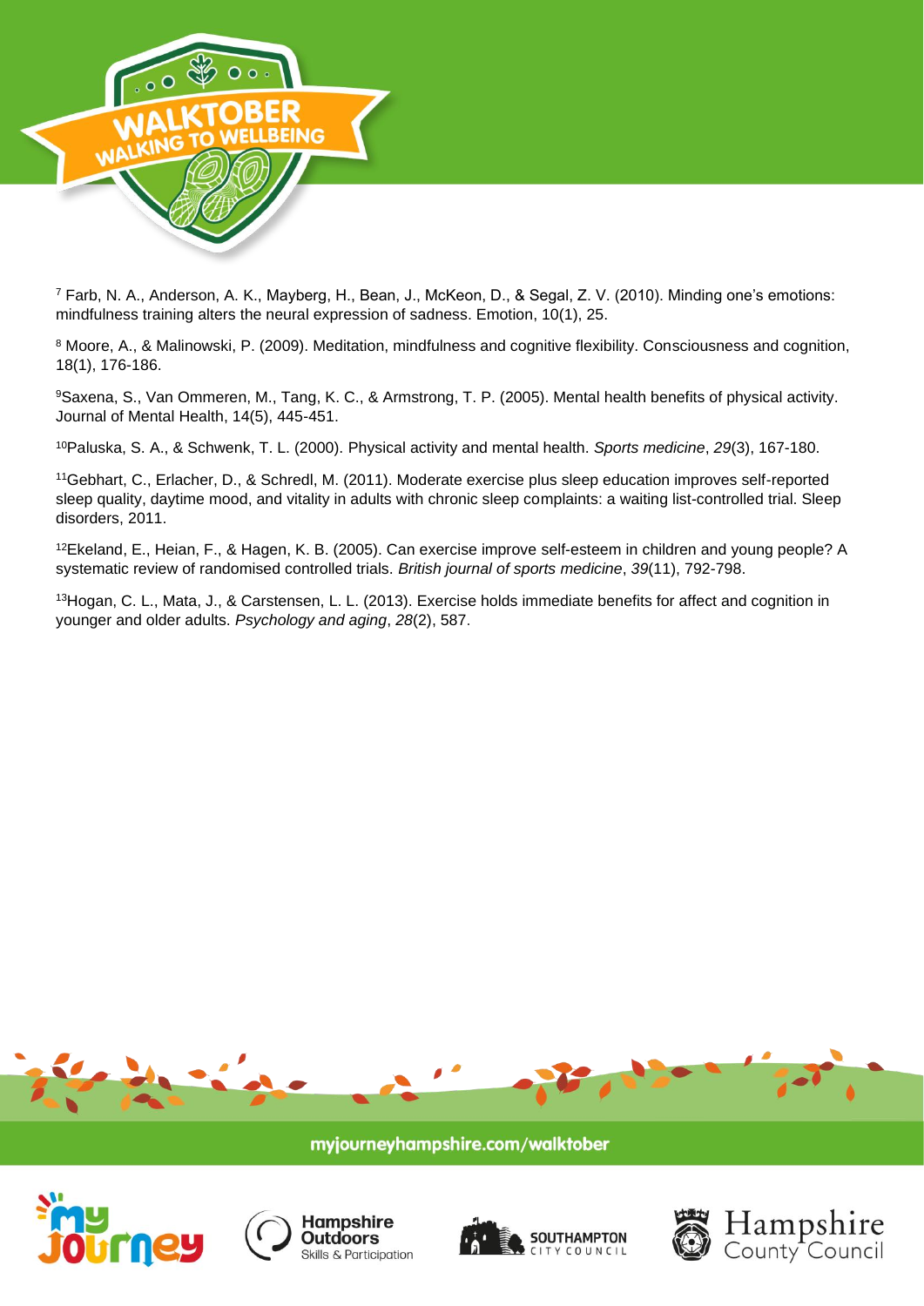[7] Farb, N. A., Anderson, A. K., Mayberg, H., Bean, J., McKeon, D., & Segal, Z. V. (2010). Minding one's emotions: mindfulness training alters the neural expression of sadness. Emotion, 10(1), 25.

[8] Moore, A., & Malinowski, P. (2009). Meditation, mindfulness and cognitive flexibility. Consciousness and cognition, 18(1), 176-186.

[9] Saxena, S., Van Ommeren, M., Tang, K. C., & Armstrong, T. P. (2005). Mental health benefits of physical activity. Journal of Mental Health, 14(5), 445-451.

[10] Paluska, S. A., & Schwenk, T. L. (2000). Physical activity and mental health. *Sports medicine*, *29*(3), 167-180.

[11] Gebhart, C., Erlacher, D., & Schredl, M. (2011). Moderate exercise plus sleep education improves self-reported sleep quality, daytime mood, and vitality in adults with chronic sleep complaints: a waiting list-controlled trial. Sleep disorders, 2011.

[12] Ekeland, E., Heian, F., & Hagen, K. B. (2005). Can exercise improve self-esteem in children and young people? A systematic review of randomised controlled trials. *British journal of sports medicine*, *39*(11), 792-798.

[13] Hogan, C. L., Mata, J., & Carstensen, L. L. (2013). Exercise holds immediate benefits for affect and cognition in younger and older adults. *Psychology and aging*, *28*(2), 587.

myjourneyhampshire.com/walktober